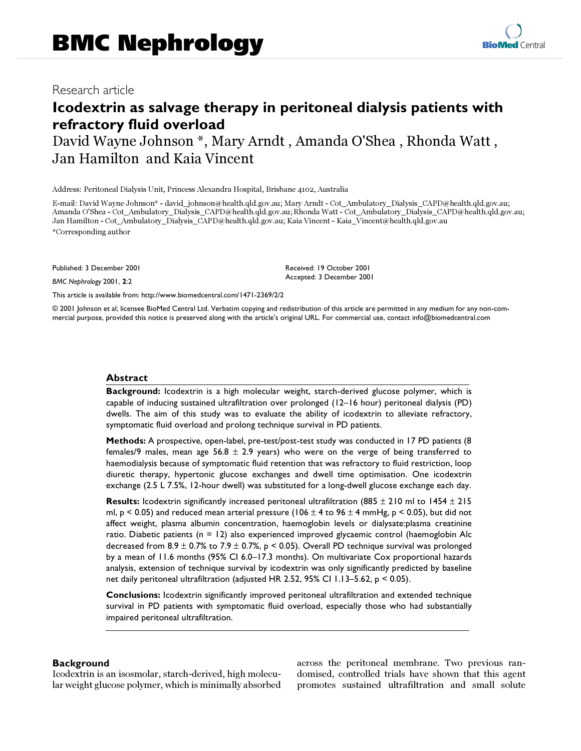# BMC Nephrology

Research article

## Icodextrin as salvage therapy in peritoneal dialysis patients with refractory fluid overload

David Wayne Johnson *, Mary Arndt , Amanda O'Shea , Rhonda Watt , Jan Hamilton and Kaia Vincent

Address: Peritoneal Dialysis Unit, Princess Alexandra Hospital, Brisbane 4102, Australia

E-mail: David Wayne Johnson* - david_johnson@health.qld.gov.au; Mary Arndt - Cot_Ambulatory_Dialysis_CAPD@health.qld.gov.au; Amanda O'Shea - Cot_Ambulatory_Dialysis_CAPD@health.qld.gov.au; Rhonda Watt - Cot_Ambulatory_Dialysis_CAPD@health.qld.gov.au; Jan Hamilton - Cot_Ambulatory_Dialysis_CAPD@health.qld.gov.au; Kaia Vincent - Kaia_Vincent@health.qld.gov.au

*Corresponding author

Published: 3 December 2001

*BMC Nephrology* 2001, **2**:2

Received: 19 October 2001

Accepted: 3 December 2001

This article is available from: http://www.biomedcentral.com/1471-2369/2/2

© 2001 Johnson et al; licensee BioMed Central Ltd. Verbatim copying and redistribution of this article are permitted in any medium for any non-commercial purpose, provided this notice is preserved along with the article's original URL. For commercial use, contact info@biomedcentral.com

### Abstract

**Background:** Icodextrin is a high molecular weight, starch-derived glucose polymer, which is capable of inducing sustained ultrafiltration over prolonged (12–16 hour) peritoneal dialysis (PD) dwells. The aim of this study was to evaluate the ability of icodextrin to alleviate refractory, symptomatic fluid overload and prolong technique survival in PD patients.

**Methods:** A prospective, open-label, pre-test/post-test study was conducted in 17 PD patients (8 females/9 males, mean age 56.8 ± 2.9 years) who were on the verge of being transferred to haemodialysis because of symptomatic fluid retention that was refractory to fluid restriction, loop diuretic therapy, hypertonic glucose exchanges and dwell time optimisation. One icodextrin exchange (2.5 L 7.5%, 12-hour dwell) was substituted for a long-dwell glucose exchange each day.

**Results:** Icodextrin significantly increased peritoneal ultrafiltration (885 ± 210 ml to 1454 ± 215 ml, $p < 0.05$) and reduced mean arterial pressure (106 ± 4 to 96 ± 4 mmHg, $p < 0.05$), but did not affect weight, plasma albumin concentration, haemoglobin levels or dialysate:plasma creatinine ratio. Diabetic patients (n = 12) also experienced improved glycaemic control (haemoglobin Alc decreased from 8.9 ± 0.7% to 7.9 ± 0.7%, $p < 0.05$). Overall PD technique survival was prolonged by a mean of 11.6 months (95% CI 6.0–17.3 months). On multivariate Cox proportional hazards analysis, extension of technique survival by icodextrin was only significantly predicted by baseline net daily peritoneal ultrafiltration (adjusted HR 2.52, 95% CI 1.13–5.62, $p < 0.05$).

**Conclusions:** Icodextrin significantly improved peritoneal ultrafiltration and extended technique survival in PD patients with symptomatic fluid overload, especially those who had substantially impaired peritoneal ultrafiltration.

### Background

Icodextrin is an isosmolar, starch-derived, high molecular weight glucose polymer, which is minimally absorbed across the peritoneal membrane. Two previous randomised, controlled trials have shown that this agent promotes sustained ultrafiltration and small solute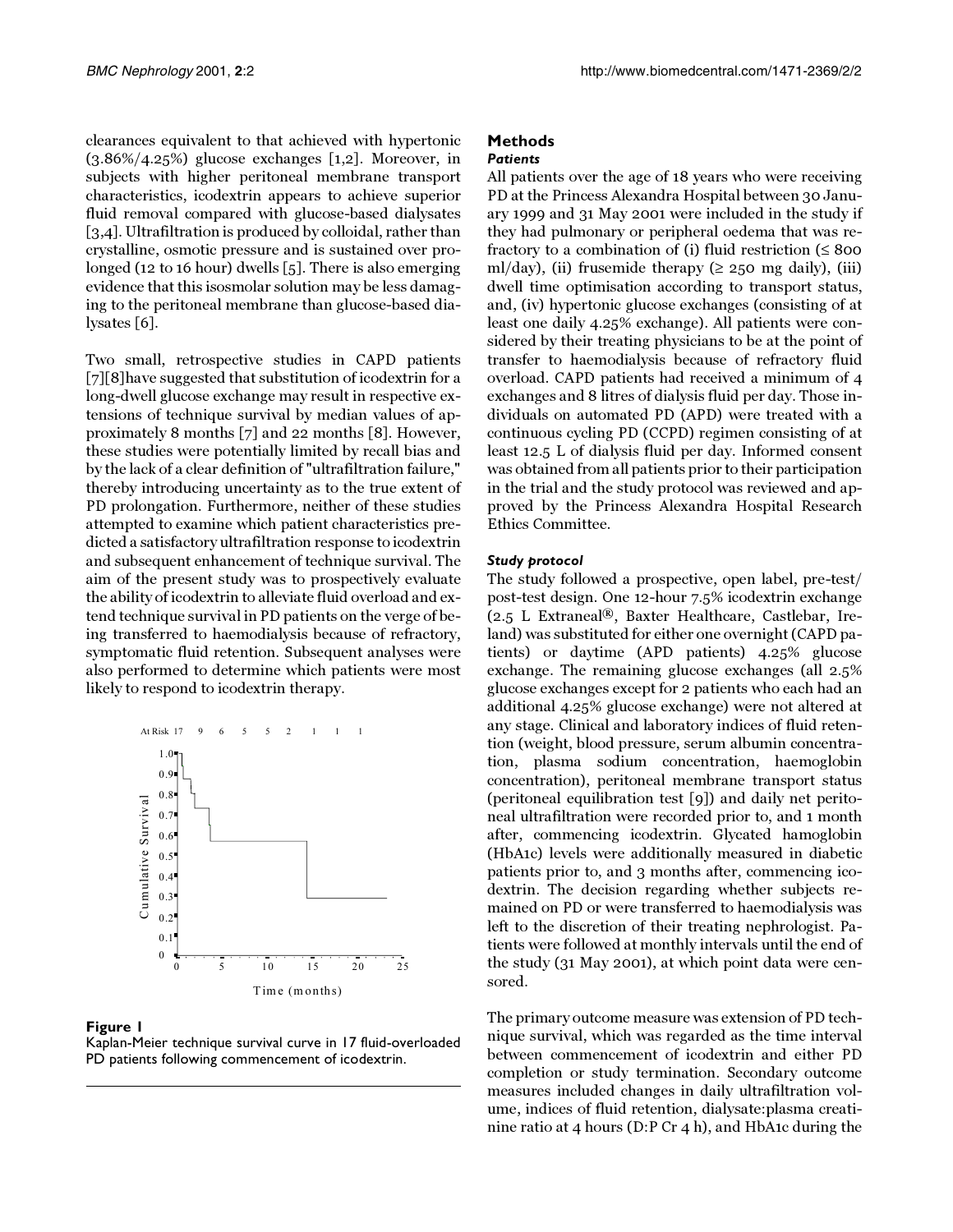clearances equivalent to that achieved with hypertonic (3.86%/4.25%) glucose exchanges [1,2]. Moreover, in subjects with higher peritoneal membrane transport characteristics, icodextrin appears to achieve superior fluid removal compared with glucose-based dialysates [3,4]. Ultrafiltration is produced by colloidal, rather than crystalline, osmotic pressure and is sustained over prolonged (12 to 16 hour) dwells [5]. There is also emerging evidence that this isosmolar solution may be less damaging to the peritoneal membrane than glucose-based dialysates [6].

Two small, retrospective studies in CAPD patients [7][8]have suggested that substitution of icodextrin for a long-dwell glucose exchange may result in respective extensions of technique survival by median values of approximately 8 months [7] and 22 months [8]. However, these studies were potentially limited by recall bias and by the lack of a clear definition of "ultrafiltration failure," thereby introducing uncertainty as to the true extent of PD prolongation. Furthermore, neither of these studies attempted to examine which patient characteristics predicted a satisfactory ultrafiltration response to icodextrin and subsequent enhancement of technique survival. The aim of the present study was to prospectively evaluate the ability of icodextrin to alleviate fluid overload and extend technique survival in PD patients on the verge of being transferred to haemodialysis because of refractory, symptomatic fluid retention. Subsequent analyses were also performed to determine which patients were most likely to respond to icodextrin therapy.

**Figure 1**
Kaplan-Meier technique survival curve in 17 fluid-overloaded PD patients following commencement of icodextrin.

## Methods

### *Patients*

All patients over the age of 18 years who were receiving PD at the Princess Alexandra Hospital between 30 January 1999 and 31 May 2001 were included in the study if they had pulmonary or peripheral oedema that was refractory to a combination of (i) fluid restriction (≤ 800 ml/day), (ii) frusemide therapy (≥ 250 mg daily), (iii) dwell time optimisation according to transport status, and, (iv) hypertonic glucose exchanges (consisting of at least one daily 4.25% exchange). All patients were considered by their treating physicians to be at the point of transfer to haemodialysis because of refractory fluid overload. CAPD patients had received a minimum of 4 exchanges and 8 litres of dialysis fluid per day. Those individuals on automated PD (APD) were treated with a continuous cycling PD (CCPD) regimen consisting of at least 12.5 L of dialysis fluid per day. Informed consent was obtained from all patients prior to their participation in the trial and the study protocol was reviewed and approved by the Princess Alexandra Hospital Research Ethics Committee.

### *Study protocol*

The study followed a prospective, open label, pre-test/post-test design. One 12-hour 7.5% icodextrin exchange (2.5 L Extraneal®, Baxter Healthcare, Castlebar, Ireland) was substituted for either one overnight (CAPD patients) or daytime (APD patients) 4.25% glucose exchange. The remaining glucose exchanges (all 2.5% glucose exchanges except for 2 patients who each had an additional 4.25% glucose exchange) were not altered at any stage. Clinical and laboratory indices of fluid retention (weight, blood pressure, serum albumin concentration, plasma sodium concentration, haemoglobin concentration), peritoneal membrane transport status (peritoneal equilibration test [9]) and daily net peritoneal ultrafiltration were recorded prior to, and 1 month after, commencing icodextrin. Glycated haemoglobin (HbA1c) levels were additionally measured in diabetic patients prior to, and 3 months after, commencing icodextrin. The decision regarding whether subjects remained on PD or were transferred to haemodialysis was left to the discretion of their treating nephrologist. Patients were followed at monthly intervals until the end of the study (31 May 2001), at which point data were censored.

The primary outcome measure was extension of PD technique survival, which was regarded as the time interval between commencement of icodextrin and either PD completion or study termination. Secondary outcome measures included changes in daily ultrafiltration volume, indices of fluid retention, dialysate:plasma creatinine ratio at 4 hours (D:P Cr 4 h), and HbA1c during the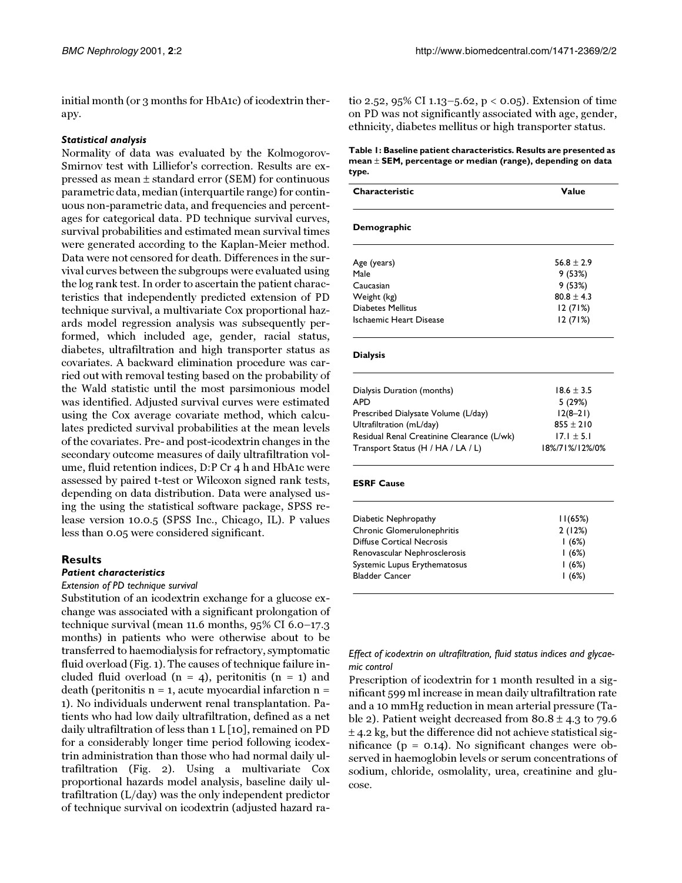initial month (or 3 months for HbA1c) of icodextrin therapy.

### *Statistical analysis*

Normality of data was evaluated by the Kolmogorov-Smirnov test with Lilliefor's correction. Results are expressed as mean ± standard error (SEM) for continuous parametric data, median (interquartile range) for continuous non-parametric data, and frequencies and percentages for categorical data. PD technique survival curves, survival probabilities and estimated mean survival times were generated according to the Kaplan-Meier method. Data were not censored for death. Differences in the survival curves between the subgroups were evaluated using the log rank test. In order to ascertain the patient characteristics that independently predicted extension of PD technique survival, a multivariate Cox proportional hazards model regression analysis was subsequently performed, which included age, gender, racial status, diabetes, ultrafiltration and high transporter status as covariates. A backward elimination procedure was carried out with removal testing based on the probability of the Wald statistic until the most parsimonious model was identified. Adjusted survival curves were estimated using the Cox average covariate method, which calculates predicted survival probabilities at the mean levels of the covariates. Pre- and post-icodextrin changes in the secondary outcome measures of daily ultrafiltration volume, fluid retention indices, D:P Cr 4 h and HbA1c were assessed by paired t-test or Wilcoxon signed rank tests, depending on data distribution. Data were analysed using the using the statistical software package, SPSS release version 10.0.5 (SPSS Inc., Chicago, IL). P values less than 0.05 were considered significant.

## Results

### *Patient characteristics*

*Extension of PD technique survival*

Substitution of an icodextrin exchange for a glucose exchange was associated with a significant prolongation of technique survival (mean 11.6 months, 95% CI 6.0–17.3 months) in patients who were otherwise about to be transferred to haemodialysis for refractory, symptomatic fluid overload (Fig. 1). The causes of technique failure included fluid overload (n = 4), peritonitis (n = 1) and death (peritonitis n = 1, acute myocardial infarction n = 1). No individuals underwent renal transplantation. Patients who had low daily ultrafiltration, defined as a net daily ultrafiltration of less than 1 L [10], remained on PD for a considerably longer time period following icodextrin administration than those who had normal daily ultrafiltration (Fig. 2). Using a multivariate Cox proportional hazards model analysis, baseline daily ultrafiltration (L/day) was the only independent predictor of technique survival on icodextrin (adjusted hazard ratio 2.52, 95% CI 1.13–5.62, $p < 0.05$). Extension of time on PD was not significantly associated with age, gender, ethnicity, diabetes mellitus or high transporter status.

**Table 1: Baseline patient characteristics. Results are presented as mean ± SEM, percentage or median (range), depending on data type.**

| Characteristic | Value |
|---|---|
| **Demographic** | |
| Age (years) | 56.8 ± 2.9 |
| Male | 9 (53%) |
| Caucasian | 9 (53%) |
| Weight (kg) | 80.8 ± 4.3 |
| Diabetes Mellitus | 12 (71%) |
| Ischaemic Heart Disease | 12 (71%) |
| **Dialysis** | |
| Dialysis Duration (months) | 18.6 ± 3.5 |
| APD | 5 (29%) |
| Prescribed Dialysate Volume (L/day) | 12(8–21) |
| Ultrafiltration (mL/day) | 855 ± 210 |
| Residual Renal Creatinine Clearance (L/wk) | 17.1 ± 5.1 |
| Transport Status (H / HA / LA / L) | 18%/71%/12%/0% |
| **ESRF Cause** | |
| Diabetic Nephropathy | 11(65%) |
| Chronic Glomerulonephritis | 2 (12%) |
| Diffuse Cortical Necrosis | 1 (6%) |
| Renovascular Nephrosclerosis | 1 (6%) |
| Systemic Lupus Erythematosus | 1 (6%) |
| Bladder Cancer | 1 (6%) |

*Effect of icodextrin on ultrafiltration, fluid status indices and glycaemic control*

Prescription of icodextrin for 1 month resulted in a significant 599 ml increase in mean daily ultrafiltration rate and a 10 mmHg reduction in mean arterial pressure (Table 2). Patient weight decreased from 80.8 ± 4.3 to 79.6 ± 4.2 kg, but the difference did not achieve statistical significance (p = 0.14). No significant changes were observed in haemoglobin levels or serum concentrations of sodium, chloride, osmolality, urea, creatinine and glucose.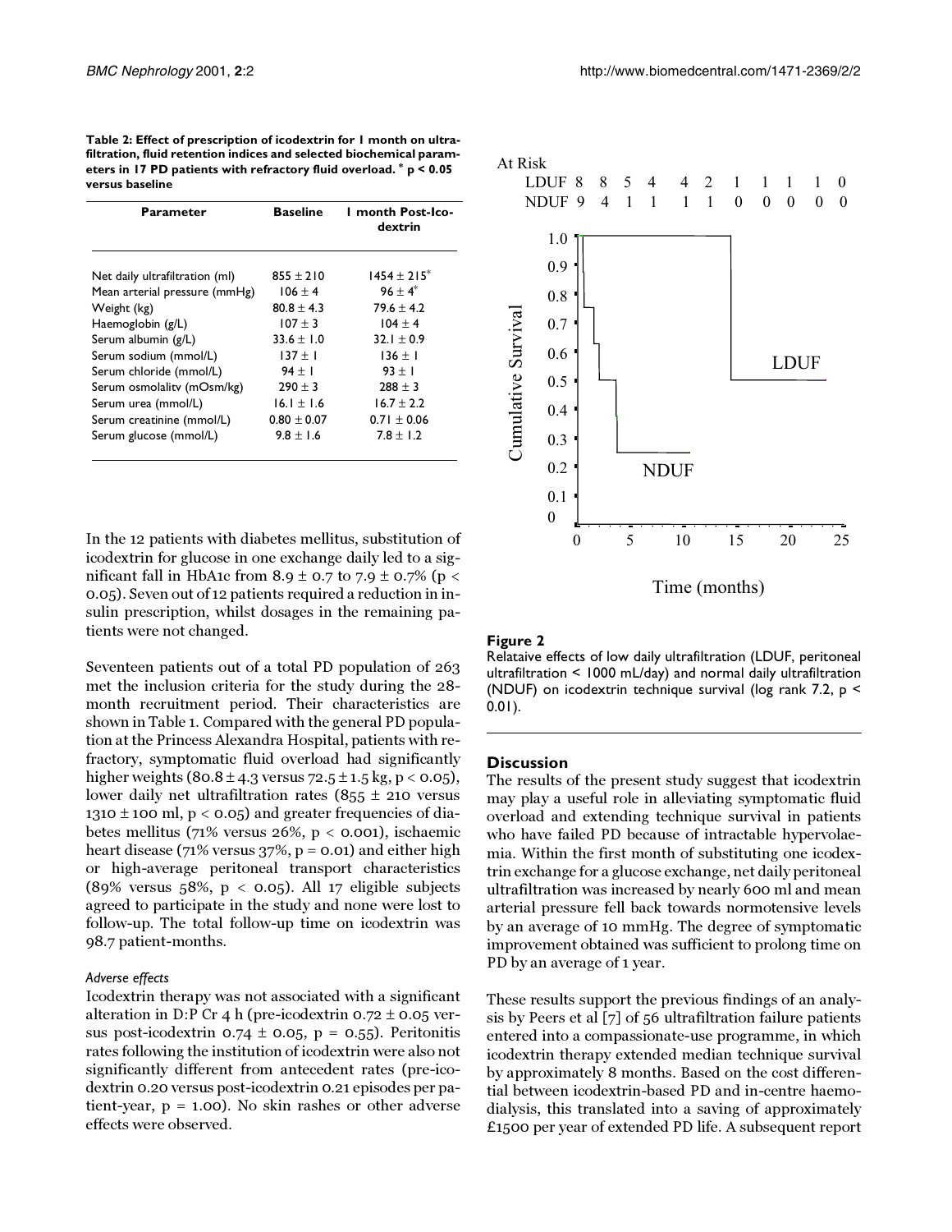**Table 2: Effect of prescription of icodextrin for 1 month on ultrafiltration, fluid retention indices and selected biochemical parameters in 17 PD patients with refractory fluid overload. * p < 0.05 versus baseline**

| Parameter | Baseline | 1 month Post-Icodextrin |
|---|---|---|
| Net daily ultrafiltration (ml) | 855 ± 210 | 1454 ± 215* |
| Mean arterial pressure (mmHg) | 106 ± 4 | 96 ± 4* |
| Weight (kg) | 80.8 ± 4.3 | 79.6 ± 4.2 |
| Haemoglobin (g/L) | 107 ± 3 | 104 ± 4 |
| Serum albumin (g/L) | 33.6 ± 1.0 | 32.1 ± 0.9 |
| Serum sodium (mmol/L) | 137 ± 1 | 136 ± 1 |
| Serum chloride (mmol/L) | 94 ± 1 | 93 ± 1 |
| Serum osmolality (mOsm/kg) | 290 ± 3 | 288 ± 3 |
| Serum urea (mmol/L) | 16.1 ± 1.6 | 16.7 ± 2.2 |
| Serum creatinine (mmol/L) | 0.80 ± 0.07 | 0.71 ± 0.06 |
| Serum glucose (mmol/L) | 9.8 ± 1.6 | 7.8 ± 1.2 |

In the 12 patients with diabetes mellitus, substitution of icodextrin for glucose in one exchange daily led to a significant fall in HbA1c from 8.9 ± 0.7 to 7.9 ± 0.7% ($p < 0.05$). Seven out of 12 patients required a reduction in insulin prescription, whilst dosages in the remaining patients were not changed.

Seventeen patients out of a total PD population of 263 met the inclusion criteria for the study during the 28-month recruitment period. Their characteristics are shown in Table 1. Compared with the general PD population at the Princess Alexandra Hospital, patients with refractory, symptomatic fluid overload had significantly higher weights (80.8 ± 4.3 versus 72.5 ± 1.5 kg, $p < 0.05$), lower daily net ultrafiltration rates (855 ± 210 versus 1310 ± 100 ml, $p < 0.05$) and greater frequencies of diabetes mellitus (71% versus 26%, $p < 0.001$), ischaemic heart disease (71% versus 37%, $p = 0.01$) and either high or high-average peritoneal transport characteristics (89% versus 58%, $p < 0.05$). All 17 eligible subjects agreed to participate in the study and none were lost to follow-up. The total follow-up time on icodextrin was 98.7 patient-months.

### *Adverse effects*

Icodextrin therapy was not associated with a significant alteration in D:P Cr 4 h (pre-icodextrin 0.72 ± 0.05 versus post-icodextrin 0.74 ± 0.05, $p = 0.55$). Peritonitis rates following the institution of icodextrin were also not significantly different from antecedent rates (pre-icodextrin 0.20 versus post-icodextrin 0.21 episodes per patient-year, $p = 1.00$). No skin rashes or other adverse effects were observed.

**Figure 2**

Relataive effects of low daily ultrafiltration (LDUF, peritoneal ultrafiltration < 1000 mL/day) and normal daily ultrafiltration (NDUF) on icodextrin technique survival (log rank 7.2, $p < 0.01$).

## Discussion

The results of the present study suggest that icodextrin may play a useful role in alleviating symptomatic fluid overload and extending technique survival in patients who have failed PD because of intractable hypervolaemia. Within the first month of substituting one icodextrin exchange for a glucose exchange, net daily peritoneal ultrafiltration was increased by nearly 600 ml and mean arterial pressure fell back towards normotensive levels by an average of 10 mmHg. The degree of symptomatic improvement obtained was sufficient to prolong time on PD by an average of 1 year.

These results support the previous findings of an analysis by Peers et al [7] of 56 ultrafiltration failure patients entered into a compassionate-use programme, in which icodextrin therapy extended median technique survival by approximately 8 months. Based on the cost differential between icodextrin-based PD and in-centre haemodialysis, this translated into a saving of approximately £1500 per year of extended PD life. A subsequent report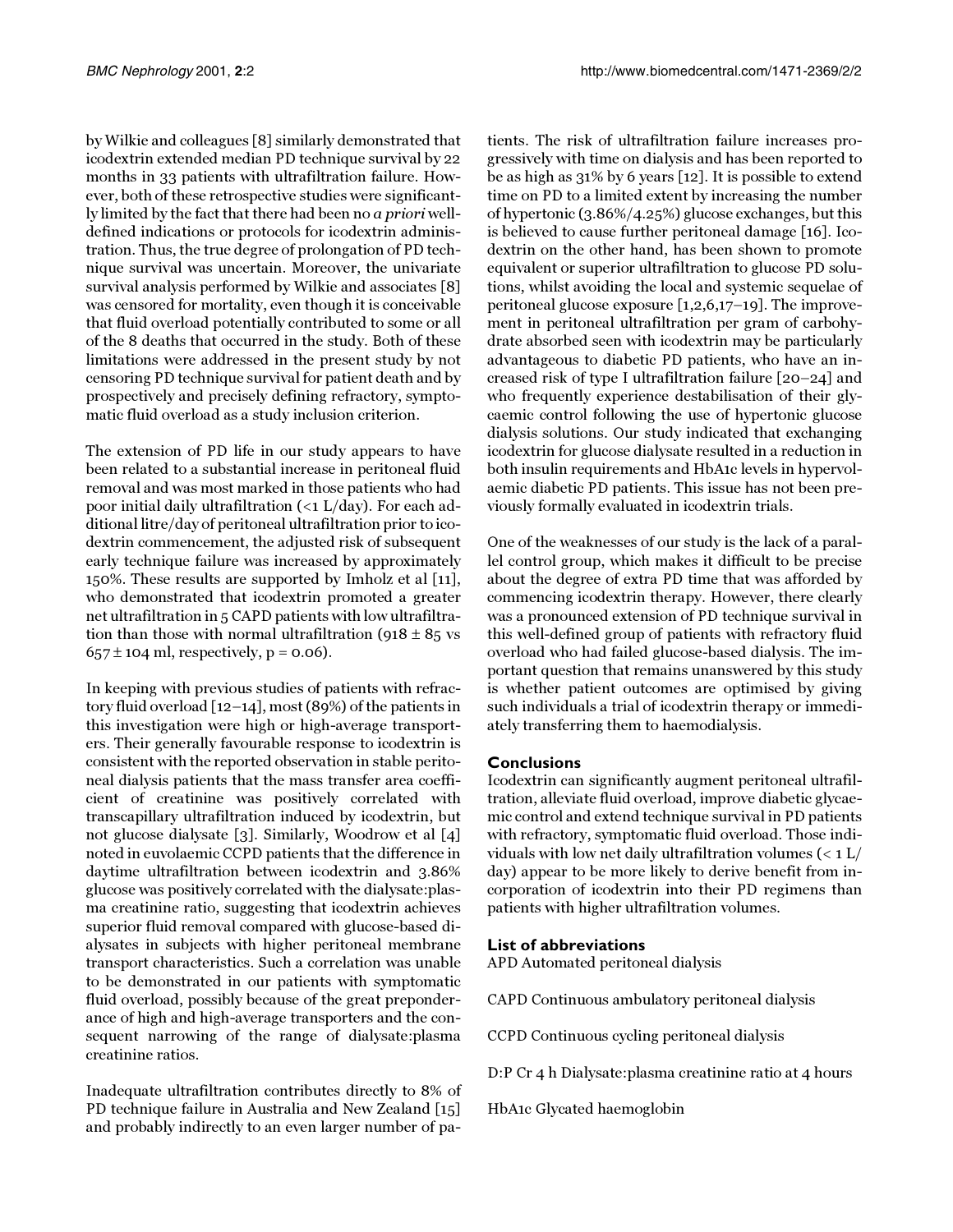by Wilkie and colleagues [8] similarly demonstrated that icodextrin extended median PD technique survival by 22 months in 33 patients with ultrafiltration failure. However, both of these retrospective studies were significantly limited by the fact that there had been no *a priori* well-defined indications or protocols for icodextrin administration. Thus, the true degree of prolongation of PD technique survival was uncertain. Moreover, the univariate survival analysis performed by Wilkie and associates [8] was censored for mortality, even though it is conceivable that fluid overload potentially contributed to some or all of the 8 deaths that occurred in the study. Both of these limitations were addressed in the present study by not censoring PD technique survival for patient death and by prospectively and precisely defining refractory, symptomatic fluid overload as a study inclusion criterion.

The extension of PD life in our study appears to have been related to a substantial increase in peritoneal fluid removal and was most marked in those patients who had poor initial daily ultrafiltration (<1 L/day). For each additional litre/day of peritoneal ultrafiltration prior to icodextrin commencement, the adjusted risk of subsequent early technique failure was increased by approximately 150%. These results are supported by Imholz et al [11], who demonstrated that icodextrin promoted a greater net ultrafiltration in 5 CAPD patients with low ultrafiltration than those with normal ultrafiltration ($918 \pm 85$ vs $657 \pm 104$ ml, respectively, $p = 0.06$).

In keeping with previous studies of patients with refractory fluid overload [12–14], most (89%) of the patients in this investigation were high or high-average transporters. Their generally favourable response to icodextrin is consistent with the reported observation in stable peritoneal dialysis patients that the mass transfer area coefficient of creatinine was positively correlated with transcapillary ultrafiltration induced by icodextrin, but not glucose dialysate [3]. Similarly, Woodrow et al [4] noted in euvolaemic CCPD patients that the difference in daytime ultrafiltration between icodextrin and 3.86% glucose was positively correlated with the dialysate:plasma creatinine ratio, suggesting that icodextrin achieves superior fluid removal compared with glucose-based dialysates in subjects with higher peritoneal membrane transport characteristics. Such a correlation was unable to be demonstrated in our patients with symptomatic fluid overload, possibly because of the great preponderance of high and high-average transporters and the consequent narrowing of the range of dialysate:plasma creatinine ratios.

Inadequate ultrafiltration contributes directly to 8% of PD technique failure in Australia and New Zealand [15] and probably indirectly to an even larger number of patients. The risk of ultrafiltration failure increases progressively with time on dialysis and has been reported to be as high as 31% by 6 years [12]. It is possible to extend time on PD to a limited extent by increasing the number of hypertonic (3.86%/4.25%) glucose exchanges, but this is believed to cause further peritoneal damage [16]. Icodextrin on the other hand, has been shown to promote equivalent or superior ultrafiltration to glucose PD solutions, whilst avoiding the local and systemic sequelae of peritoneal glucose exposure [1,2,6,17–19]. The improvement in peritoneal ultrafiltration per gram of carbohydrate absorbed seen with icodextrin may be particularly advantageous to diabetic PD patients, who have an increased risk of type I ultrafiltration failure [20–24] and who frequently experience destabilisation of their glycaemic control following the use of hypertonic glucose dialysis solutions. Our study indicated that exchanging icodextrin for glucose dialysate resulted in a reduction in both insulin requirements and HbA1c levels in hypervolaemic diabetic PD patients. This issue has not been previously formally evaluated in icodextrin trials.

One of the weaknesses of our study is the lack of a parallel control group, which makes it difficult to be precise about the degree of extra PD time that was afforded by commencing icodextrin therapy. However, there clearly was a pronounced extension of PD technique survival in this well-defined group of patients with refractory fluid overload who had failed glucose-based dialysis. The important question that remains unanswered by this study is whether patient outcomes are optimised by giving such individuals a trial of icodextrin therapy or immediately transferring them to haemodialysis.

## Conclusions

Icodextrin can significantly augment peritoneal ultrafiltration, alleviate fluid overload, improve diabetic glycaemic control and extend technique survival in PD patients with refractory, symptomatic fluid overload. Those individuals with low net daily ultrafiltration volumes (< 1 L/day) appear to be more likely to derive benefit from incorporation of icodextrin into their PD regimens than patients with higher ultrafiltration volumes.

## List of abbreviations

APD Automated peritoneal dialysis

CAPD Continuous ambulatory peritoneal dialysis

CCPD Continuous cycling peritoneal dialysis

D:P Cr 4 h Dialysate:plasma creatinine ratio at 4 hours

HbA1c Glycated haemoglobin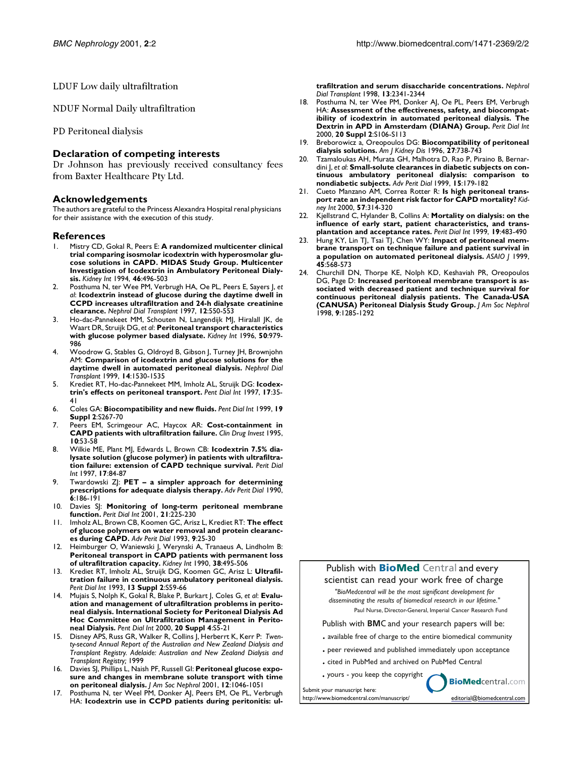LDUF Low daily ultrafiltration

NDUF Normal Daily ultrafiltration

PD Peritoneal dialysis

## Declaration of competing interests

Dr Johnson has previously received consultancy fees from Baxter Healthcare Pty Ltd.

## Acknowledgements

The authors are grateful to the Princess Alexandra Hospital renal physicians for their assistance with the execution of this study.

## References

1. Mistry CD, Gokal R, Peers E: **A randomized multicenter clinical trial comparing isosmolar icodextrin with hyperosmolar glucose solutions in CAPD. MIDAS Study Group. Multicenter Investigation of Icodextrin in Ambulatory Peritoneal Dialysis.** *Kidney Int* 1994, **46**:496-503
2. Posthuma N, ter Wee PM, Verbrugh HA, Oe PL, Peers E, Sayers J, *et al*: **Icodextrin instead of glucose during the daytime dwell in CCPD increases ultrafiltration and 24-h dialysate creatinine clearance.** *Nephrol Dial Transplant* 1997, **12**:550-553
3. Ho-dac-Pannekeet MM, Schouten N, Langendijk MJ, Hiralall JK, de Waart DR, Struijk DG, *et al*: **Peritoneal transport characteristics with glucose polymer based dialysate.** *Kidney Int* 1996, **50**:979-986
4. Woodrow G, Stables G, Oldroyd B, Gibson J, Turney JH, Brownjohn AM: **Comparison of icodextrin and glucose solutions for the daytime dwell in automated peritoneal dialysis.** *Nephrol Dial Transplant* 1999, **14**:1530-1535
5. Krediet RT, Ho-dac-Pannekeet MM, Imholz AL, Struijk DG: **Icodextrin's effects on peritoneal transport.** *Pent Dial Int* 1997, **17**:35-41
6. Coles GA: **Biocompatibility and new fluids.** *Pent Dial Int* 1999, **19 Suppl 2**:S267-70
7. Peers EM, Scrimgeour AC, Haycox AR: **Cost-containment in CAPD patients with ultrafiltration failure.** *Clin Drug Invest* 1995, **10**:53-58
8. Wilkie ME, Plant MJ, Edwards L, Brown CB: **Icodextrin 7.5% dialysate solution (glucose polymer) in patients with ultrafiltration failure: extension of CAPD technique survival.** *Perit Dial Int* 1997, **17**:84-87
9. Twardowski ZJ: **PET – a simpler approach for determining prescriptions for adequate dialysis therapy.** *Adv Perit Dial* 1990, **6**:186-191
10. Davies SJ: **Monitoring of long-term peritoneal membrane function.** *Perit Dial Int* 2001, **21**:225-230
11. Imholz AL, Brown CB, Koomen GC, Arisz L, Krediet RT: **The effect of glucose polymers on water removal and protein clearances during CAPD.** *Adv Perit Dial* 1993, **9**:25-30
12. Heimburger O, Waniewski J, Werynski A, Tranaeus A, Lindholm B: **Peritoneal transport in CAPD patients with permanent loss of ultrafiltration capacity.** *Kidney Int* 1990, **38**:495-506
13. Krediet RT, Imholz AL, Struijk DG, Koomen GC, Arisz L: **Ultrafiltration failure in continuous ambulatory peritoneal dialysis.** *Perit Dial Int* 1993, **13 Suppl 2**:S59-66
14. Mujais S, Nolph K, Gokal R, Blake P, Burkart J, Coles G, *et al*: **Evaluation and management of ultrafiltration problems in peritoneal dialysis. International Society for Peritoneal Dialysis Ad Hoc Committee on Ultrafiltration Management in Peritoneal Dialysis.** *Pent Dial Int* 2000, **20 Suppl 4**:S5-21
15. Disney APS, Russ GR, Walker R, Collins J, Herberrt K, Kerr P: *Twenty-second Annual Report of the Australian and New Zealand Dialysis and Transplant Registry. Adelaide: Australian and New Zealand Dialysis and Transplant Registry;* 1999
16. Davies SJ, Phillips L, Naish PF, Russell GI: **Peritoneal glucose exposure and changes in membrane solute transport with time on peritoneal dialysis.** *J Am Soc Nephrol* 2001, **12**:1046-1051
17. Posthuma N, ter Weel PM, Donker AJ, Peers EM, Oe PL, Verbrugh HA: **Icodextrin use in CCPD patients during peritonitis: ultrafiltration and serum disaccharide concentrations.** *Nephrol Dial Transplant* 1998, **13**:2341-2344
18. Posthuma N, ter Wee PM, Donker AJ, Oe PL, Peers EM, Verbrugh HA: **Assessment of the effectiveness, safety, and biocompatibility of icodextrin in automated peritoneal dialysis. The Dextrin in APD in Amsterdam (DIANA) Group.** *Perit Dial Int* 2000, **20 Suppl 2**:S106-S113
19. Breborowicz a, Oreopoulos DG: **Biocompatibility of peritoneal dialysis solutions.** *Am J Kidney Dis* 1996, **27**:738-743
20. Tzamaloukas AH, Murata GH, Malhotra D, Rao P, Piraino B, Bernardini J, *et al*: **Small-solute clearances in diabetic subjects on continuous ambulatory peritoneal dialysis: comparison to nondiabetic subjects.** *Adv Perit Dial* 1999, **15**:179-182
21. Cueto Manzano AM, Correa Rotter R: **Is high peritoneal transport rate an independent risk factor for CAPD mortality?** *Kidney Int* 2000, **57**:314-320
22. Kjellstrand C, Hylander B, Collins A: **Mortality on dialysis: on the influence of early start, patient characteristics, and transplantation and acceptance rates.** *Perit Dial Int* 1999, **19**:483-490
23. Hung KY, Lin TJ, Tsai TJ, Chen WY: **Impact of peritoneal membrane transport on technique failure and patient survival in a population on automated peritoneal dialysis.** *ASAIO J* 1999, **45**:568-573
24. Churchill DN, Thorpe KE, Nolph KD, Keshaviah PR, Oreopoulos DG, Page D: **Increased peritoneal membrane transport is associated with decreased patient and technique survival for continuous peritoneal dialysis patients. The Canada-USA (CANUSA) Peritoneal Dialysis Study Group.** *J Am Soc Nephrol* 1998, **9**:1285-1292

Publish with **BioMed** Central and every scientist can read your work free of charge

*"BioMedcentral will be the most significant development for disseminating the results of biomedical research in our lifetime."*

Paul Nurse, Director-General, Imperial Cancer Research Fund

Publish with **BMC** and your research papers will be:

- available free of charge to the entire biomedical community
- peer reviewed and published immediately upon acceptance
- cited in PubMed and archived on PubMed Central
- yours - you keep the copyright

**BioMed**central.com

Submit your manuscript here:
http://www.biomedcentral.com/manuscript/

editorial@biomedcentral.com